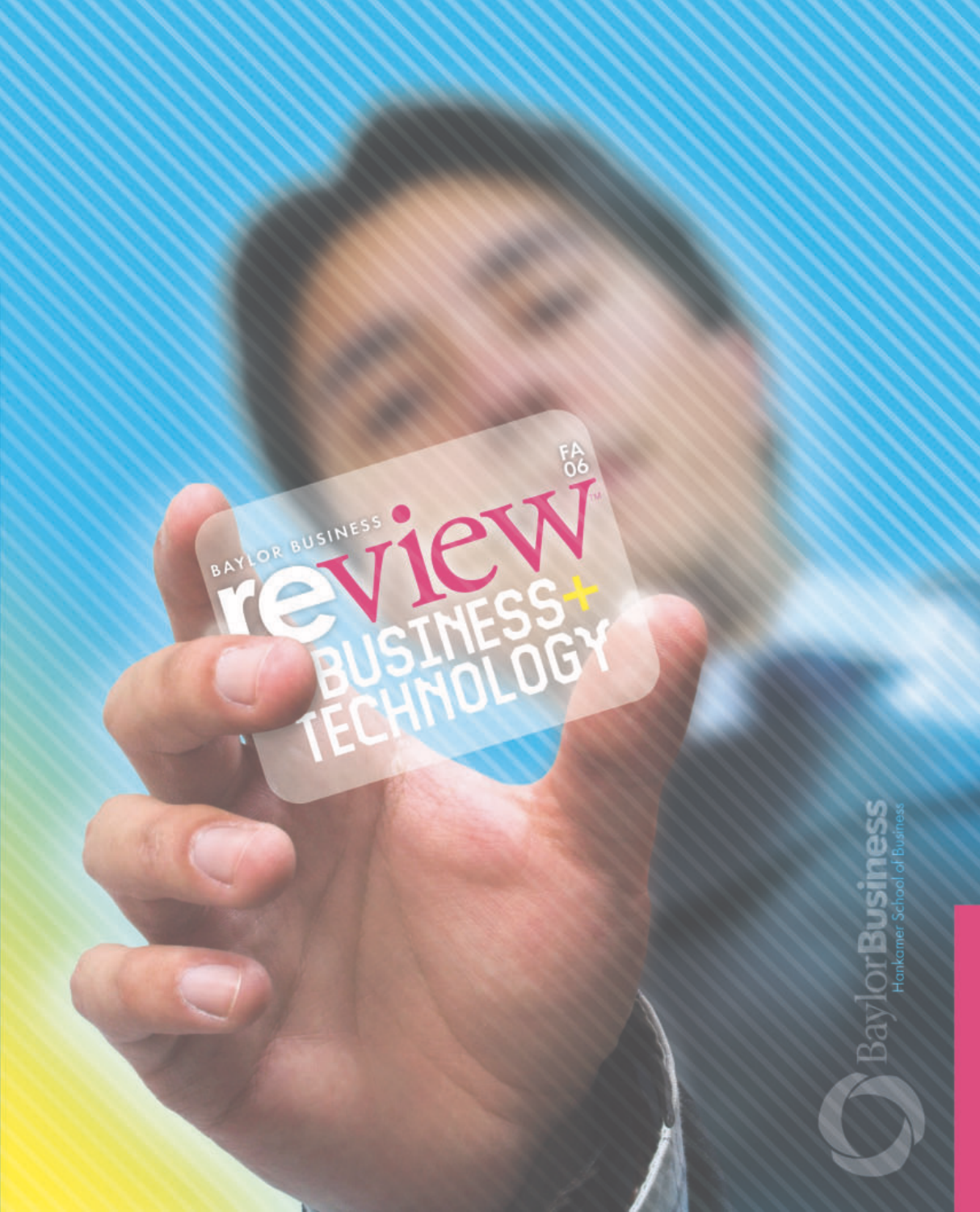BAYLOR BUSINESS

# review

FA 06

# BUSINESS+ TECHNOLOGY

BaylorBusiness
Hankamer School of Business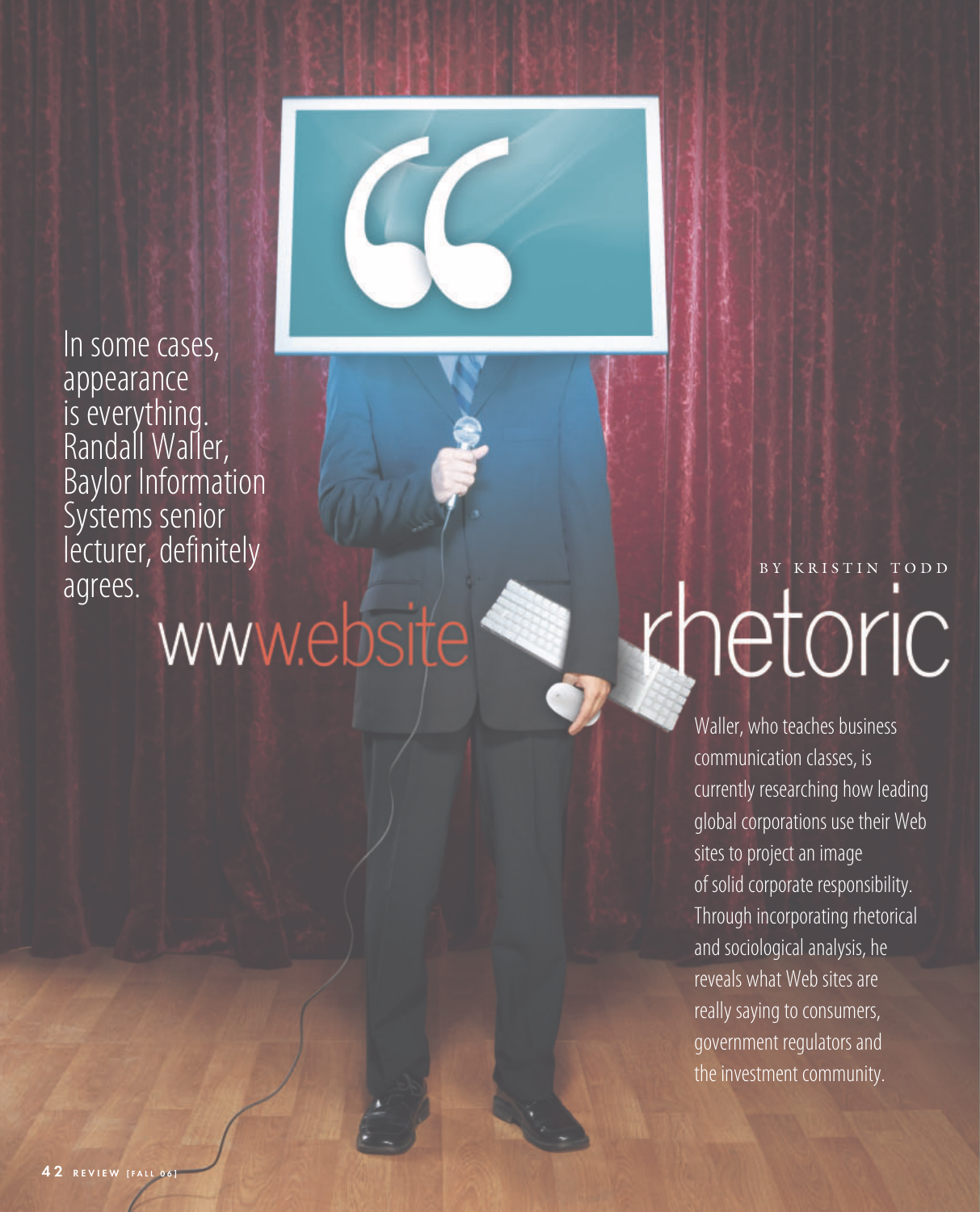# www.website rhetoric

BY KRISTIN TODD

In some cases, appearance is everything. Randall Waller, Baylor Information Systems senior lecturer, definitely agrees.

Waller, who teaches business communication classes, is currently researching how leading global corporations use their Web sites to project an image of solid corporate responsibility. Through incorporating rhetorical and sociological analysis, he reveals what Web sites are really saying to consumers, government regulators and the investment community.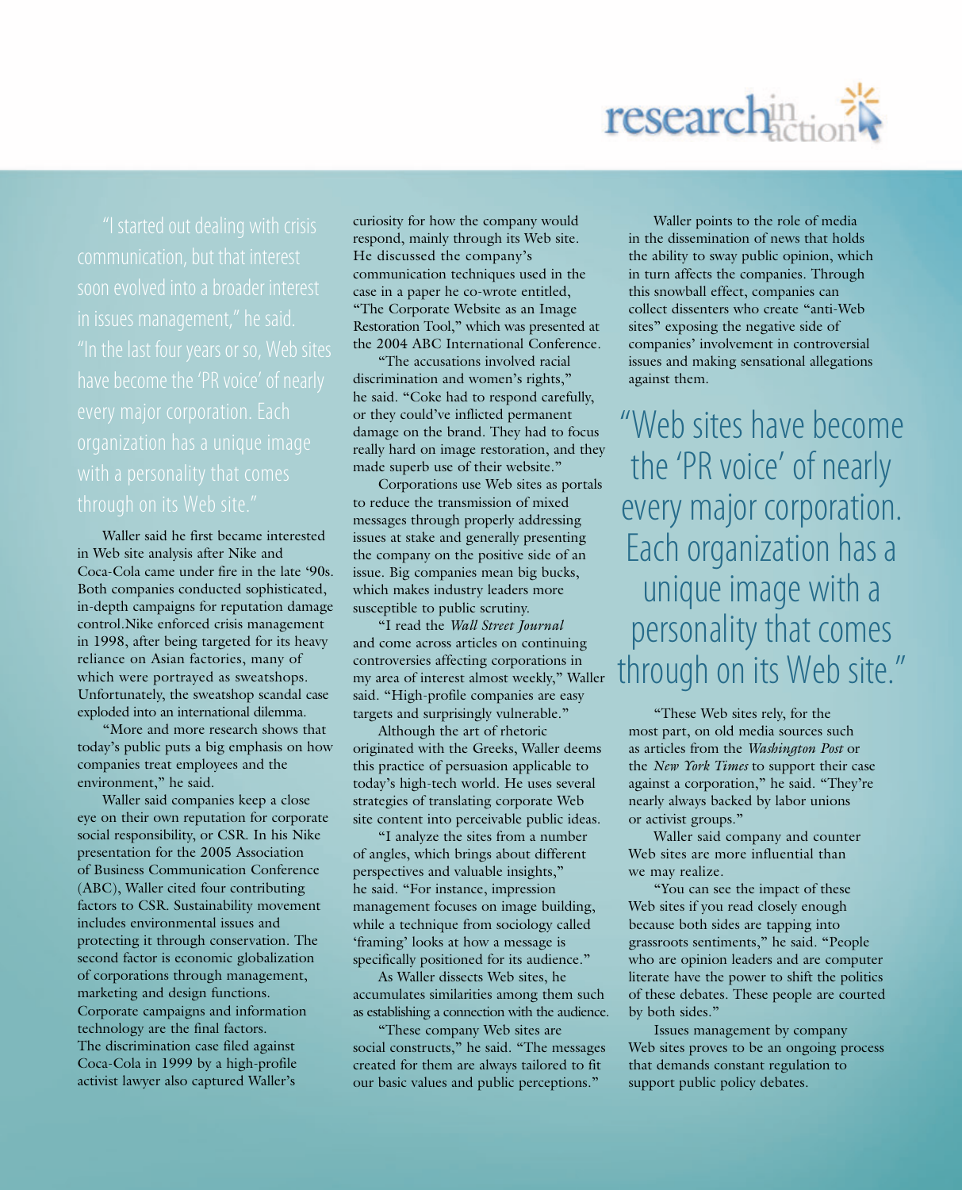"I started out dealing with crisis communication, but that interest soon evolved into a broader interest in issues management," he said. "In the last four years or so, Web sites have become the 'PR voice' of nearly every major corporation. Each organization has a unique image with a personality that comes through on its Web site."

Waller said he first became interested in Web site analysis after Nike and Coca-Cola came under fire in the late '90s. Both companies conducted sophisticated, in-depth campaigns for reputation damage control.Nike enforced crisis management in 1998, after being targeted for its heavy reliance on Asian factories, many of which were portrayed as sweatshops. Unfortunately, the sweatshop scandal case exploded into an international dilemma.

"More and more research shows that today's public puts a big emphasis on how companies treat employees and the environment," he said.

Waller said companies keep a close eye on their own reputation for corporate social responsibility, or CSR. In his Nike presentation for the 2005 Association of Business Communication Conference (ABC), Waller cited four contributing factors to CSR. Sustainability movement includes environmental issues and protecting it through conservation. The second factor is economic globalization of corporations through management, marketing and design functions. Corporate campaigns and information technology are the final factors. The discrimination case filed against Coca-Cola in 1999 by a high-profile activist lawyer also captured Waller's curiosity for how the company would respond, mainly through its Web site. He discussed the company's communication techniques used in the case in a paper he co-wrote entitled, "The Corporate Website as an Image Restoration Tool," which was presented at the 2004 ABC International Conference.

"The accusations involved racial discrimination and women's rights," he said. "Coke had to respond carefully, or they could've inflicted permanent damage on the brand. They had to focus really hard on image restoration, and they made superb use of their website."

Corporations use Web sites as portals to reduce the transmission of mixed messages through properly addressing issues at stake and generally presenting the company on the positive side of an issue. Big companies mean big bucks, which makes industry leaders more susceptible to public scrutiny.

"I read the *Wall Street Journal* and come across articles on continuing controversies affecting corporations in my area of interest almost weekly," Waller said. "High-profile companies are easy targets and surprisingly vulnerable."

Although the art of rhetoric originated with the Greeks, Waller deems this practice of persuasion applicable to today's high-tech world. He uses several strategies of translating corporate Web site content into perceivable public ideas.

"I analyze the sites from a number of angles, which brings about different perspectives and valuable insights," he said. "For instance, impression management focuses on image building, while a technique from sociology called 'framing' looks at how a message is specifically positioned for its audience."

As Waller dissects Web sites, he accumulates similarities among them such as establishing a connection with the audience.

"These company Web sites are social constructs," he said. "The messages created for them are always tailored to fit our basic values and public perceptions."

Waller points to the role of media in the dissemination of news that holds the ability to sway public opinion, which in turn affects the companies. Through this snowball effect, companies can collect dissenters who create "anti-Web sites" exposing the negative side of companies' involvement in controversial issues and making sensational allegations against them.

"Web sites have become the 'PR voice' of nearly every major corporation. Each organization has a unique image with a personality that comes through on its Web site."

"These Web sites rely, for the most part, on old media sources such as articles from the *Washington Post* or the *New York Times* to support their case against a corporation," he said. "They're nearly always backed by labor unions or activist groups."

Waller said company and counter Web sites are more influential than we may realize.

"You can see the impact of these Web sites if you read closely enough because both sides are tapping into grassroots sentiments," he said. "People who are opinion leaders and are computer literate have the power to shift the politics of these debates. These people are courted by both sides."

Issues management by company Web sites proves to be an ongoing process that demands constant regulation to support public policy debates.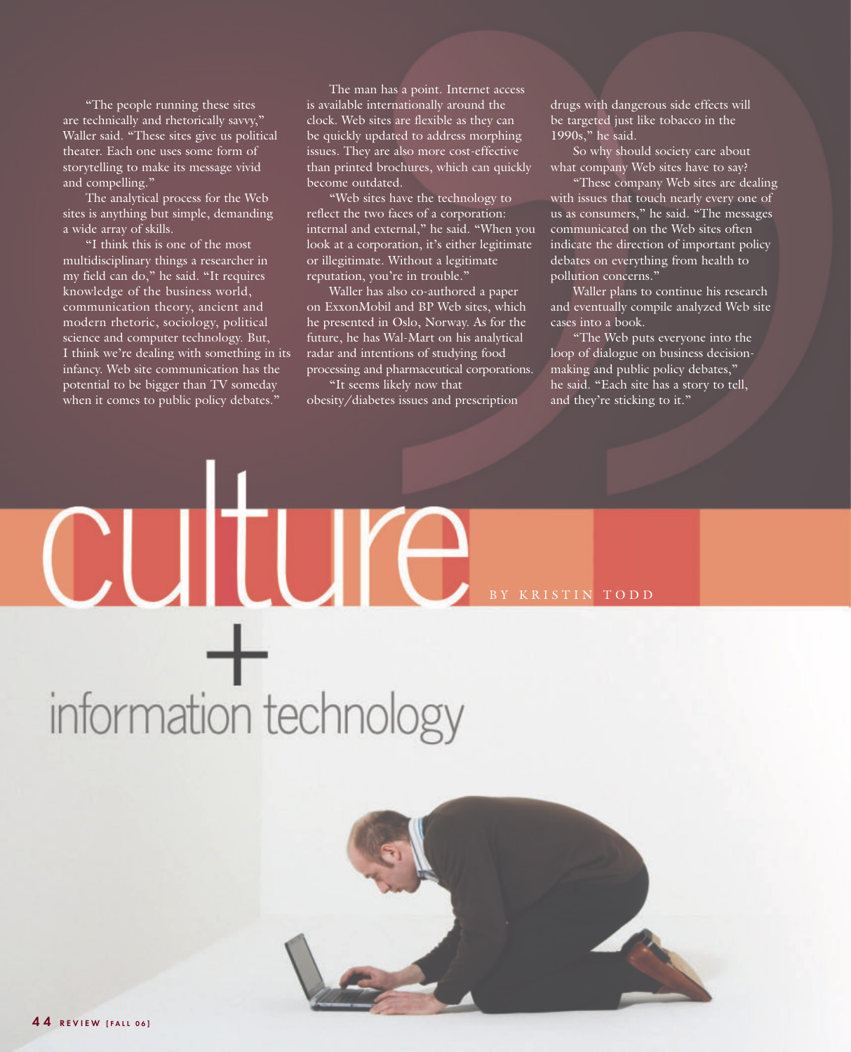"The people running these sites are technically and rhetorically savvy," Waller said. "These sites give us political theater. Each one uses some form of storytelling to make its message vivid and compelling."

The analytical process for the Web sites is anything but simple, demanding a wide array of skills.

"I think this is one of the most multidisciplinary things a researcher in my field can do," he said. "It requires knowledge of the business world, communication theory, ancient and modern rhetoric, sociology, political science and computer technology. But, I think we're dealing with something in its infancy. Web site communication has the potential to be bigger than TV someday when it comes to public policy debates."

The man has a point. Internet access is available internationally around the clock. Web sites are flexible as they can be quickly updated to address morphing issues. They are also more cost-effective than printed brochures, which can quickly become outdated.

"Web sites have the technology to reflect the two faces of a corporation: internal and external," he said. "When you look at a corporation, it's either legitimate or illegitimate. Without a legitimate reputation, you're in trouble."

Waller has also co-authored a paper on ExxonMobil and BP Web sites, which he presented in Oslo, Norway. As for the future, he has Wal-Mart on his analytical radar and intentions of studying food processing and pharmaceutical corporations.

"It seems likely now that obesity/diabetes issues and prescription drugs with dangerous side effects will be targeted just like tobacco in the 1990s," he said.

So why should society care about what company Web sites have to say?

"These company Web sites are dealing with issues that touch nearly every one of us as consumers," he said. "The messages communicated on the Web sites often indicate the direction of important policy debates on everything from health to pollution concerns."

Waller plans to continue his research and eventually compile analyzed Web site cases into a book.

"The Web puts everyone into the loop of dialogue on business decision-making and public policy debates," he said. "Each site has a story to tell, and they're sticking to it."

# culture + information technology

BY KRISTIN TODD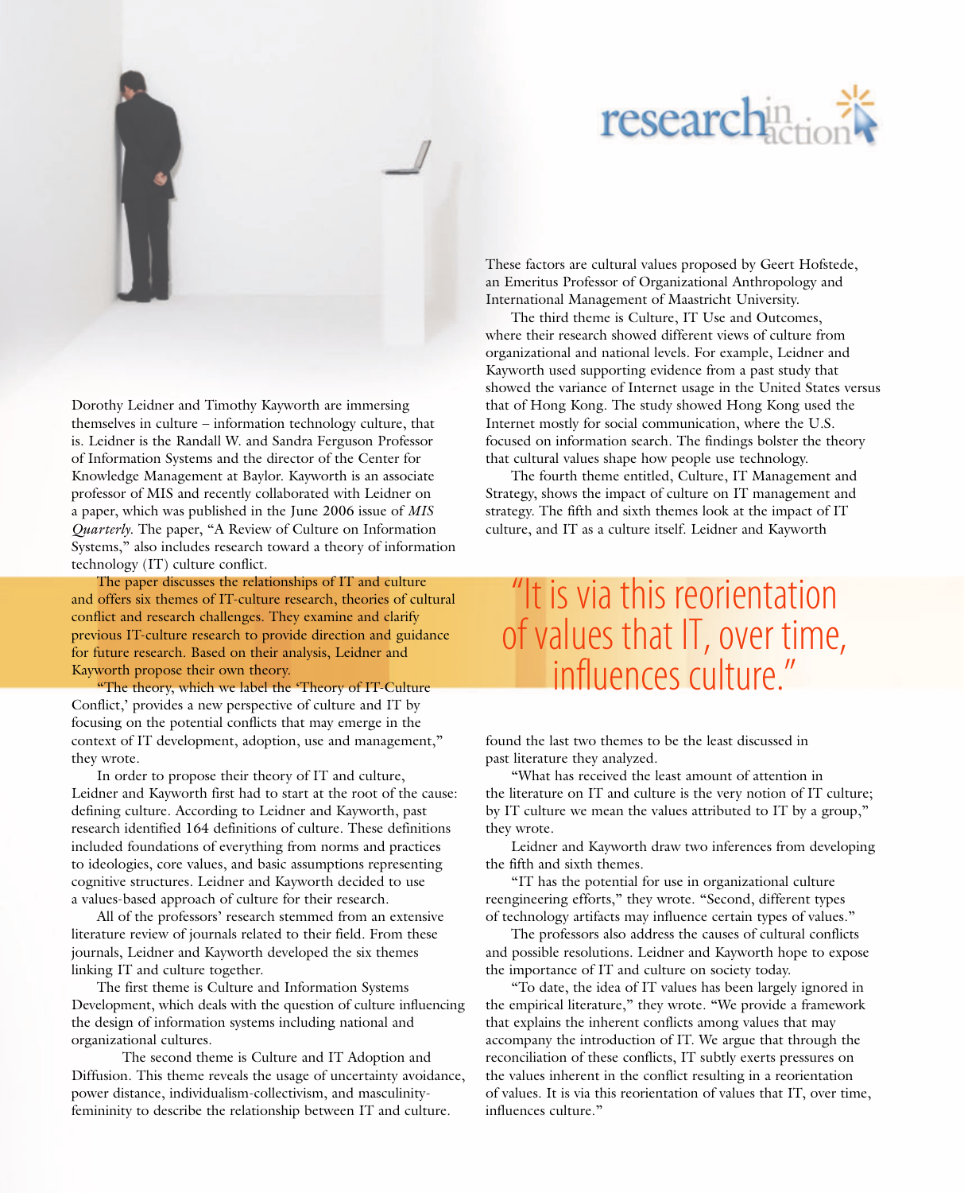# research in action

Dorothy Leidner and Timothy Kayworth are immersing themselves in culture – information technology culture, that is. Leidner is the Randall W. and Sandra Ferguson Professor of Information Systems and the director of the Center for Knowledge Management at Baylor. Kayworth is an associate professor of MIS and recently collaborated with Leidner on a paper, which was published in the June 2006 issue of *MIS Quarterly*. The paper, "A Review of Culture on Information Systems," also includes research toward a theory of information technology (IT) culture conflict.

The paper discusses the relationships of IT and culture and offers six themes of IT-culture research, theories of cultural conflict and research challenges. They examine and clarify previous IT-culture research to provide direction and guidance for future research. Based on their analysis, Leidner and Kayworth propose their own theory.

"The theory, which we label the 'Theory of IT-Culture Conflict,' provides a new perspective of culture and IT by focusing on the potential conflicts that may emerge in the context of IT development, adoption, use and management," they wrote.

In order to propose their theory of IT and culture, Leidner and Kayworth first had to start at the root of the cause: defining culture. According to Leidner and Kayworth, past research identified 164 definitions of culture. These definitions included foundations of everything from norms and practices to ideologies, core values, and basic assumptions representing cognitive structures. Leidner and Kayworth decided to use a values-based approach of culture for their research.

All of the professors' research stemmed from an extensive literature review of journals related to their field. From these journals, Leidner and Kayworth developed the six themes linking IT and culture together.

The first theme is Culture and Information Systems Development, which deals with the question of culture influencing the design of information systems including national and organizational cultures.

The second theme is Culture and IT Adoption and Diffusion. This theme reveals the usage of uncertainty avoidance, power distance, individualism-collectivism, and masculinity-femininity to describe the relationship between IT and culture. These factors are cultural values proposed by Geert Hofstede, an Emeritus Professor of Organizational Anthropology and International Management of Maastricht University.

The third theme is Culture, IT Use and Outcomes, where their research showed different views of culture from organizational and national levels. For example, Leidner and Kayworth used supporting evidence from a past study that showed the variance of Internet usage in the United States versus that of Hong Kong. The study showed Hong Kong used the Internet mostly for social communication, where the U.S. focused on information search. The findings bolster the theory that cultural values shape how people use technology.

The fourth theme entitled, Culture, IT Management and Strategy, shows the impact of culture on IT management and strategy. The fifth and sixth themes look at the impact of IT culture, and IT as a culture itself. Leidner and Kayworth found the last two themes to be the least discussed in past literature they analyzed.

> "It is via this reorientation of values that IT, over time, influences culture."

"What has received the least amount of attention in the literature on IT and culture is the very notion of IT culture; by IT culture we mean the values attributed to IT by a group," they wrote.

Leidner and Kayworth draw two inferences from developing the fifth and sixth themes.

"IT has the potential for use in organizational culture reengineering efforts," they wrote. "Second, different types of technology artifacts may influence certain types of values."

The professors also address the causes of cultural conflicts and possible resolutions. Leidner and Kayworth hope to expose the importance of IT and culture on society today.

"To date, the idea of IT values has been largely ignored in the empirical literature," they wrote. "We provide a framework that explains the inherent conflicts among values that may accompany the introduction of IT. We argue that through the reconciliation of these conflicts, IT subtly exerts pressures on the values inherent in the conflict resulting in a reorientation of values. It is via this reorientation of values that IT, over time, influences culture."